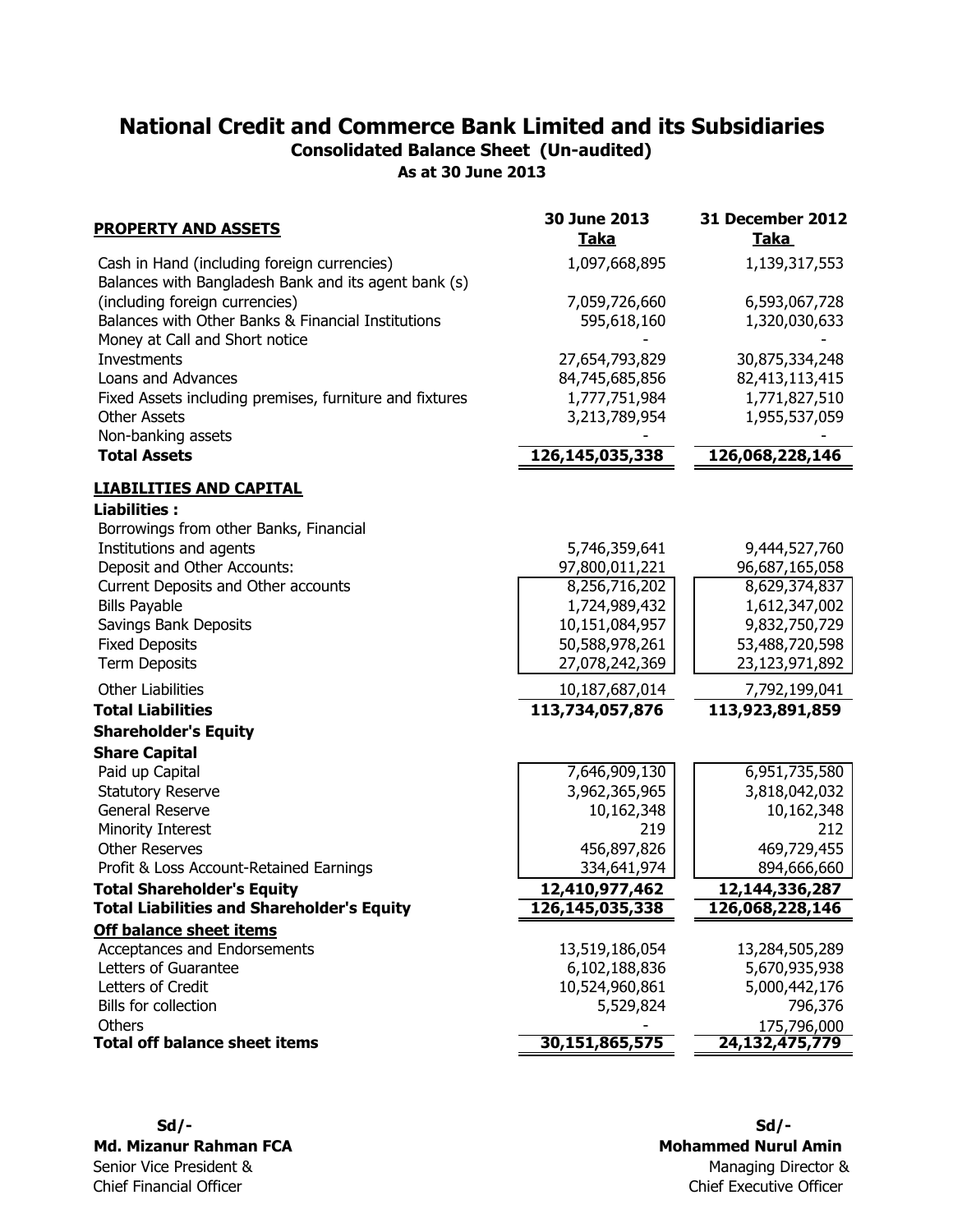# National Credit and Commerce Bank Limited and its Subsidiaries

## Consolidated Balance Sheet (Un-audited)

### As at 30 June 2013

| PROPERTY AND ASSETS | 30 June 2013 Taka | 31 December 2012 Taka |
|---|---|---|
| Cash in Hand (including foreign currencies) | 1,097,668,895 | 1,139,317,553 |
| Balances with Bangladesh Bank and its agent bank (s) (including foreign currencies) | 7,059,726,660 | 6,593,067,728 |
| Balances with Other Banks & Financial Institutions | 595,618,160 | 1,320,030,633 |
| Money at Call and Short notice | - | - |
| Investments | 27,654,793,829 | 30,875,334,248 |
| Loans and Advances | 84,745,685,856 | 82,413,113,415 |
| Fixed Assets including premises, furniture and fixtures | 1,777,751,984 | 1,771,827,510 |
| Other Assets | 3,213,789,954 | 1,955,537,059 |
| Non-banking assets | - | - |
| **Total Assets** | **126,145,035,338** | **126,068,228,146** |
| **LIABILITIES AND CAPITAL** | | |
| **Liabilities :** | | |
| Borrowings from other Banks, Financial Institutions and agents | 5,746,359,641 | 9,444,527,760 |
| Deposit and Other Accounts: | 97,800,011,221 | 96,687,165,058 |
| Current Deposits and Other accounts | 8,256,716,202 | 8,629,374,837 |
| Bills Payable | 1,724,989,432 | 1,612,347,002 |
| Savings Bank Deposits | 10,151,084,957 | 9,832,750,729 |
| Fixed Deposits | 50,588,978,261 | 53,488,720,598 |
| Term Deposits | 27,078,242,369 | 23,123,971,892 |
| Other Liabilities | 10,187,687,014 | 7,792,199,041 |
| **Total Liabilities** | **113,734,057,876** | **113,923,891,859** |
| **Shareholder's Equity** | | |
| **Share Capital** | | |
| Paid up Capital | 7,646,909,130 | 6,951,735,580 |
| Statutory Reserve | 3,962,365,965 | 3,818,042,032 |
| General Reserve | 10,162,348 | 10,162,348 |
| Minority Interest | 219 | 212 |
| Other Reserves | 456,897,826 | 469,729,455 |
| Profit & Loss Account-Retained Earnings | 334,641,974 | 894,666,660 |
| **Total Shareholder's Equity** | **12,410,977,462** | **12,144,336,287** |
| **Total Liabilities and Shareholder's Equity** | **126,145,035,338** | **126,068,228,146** |
| **Off balance sheet items** | | |
| Acceptances and Endorsements | 13,519,186,054 | 13,284,505,289 |
| Letters of Guarantee | 6,102,188,836 | 5,670,935,938 |
| Letters of Credit | 10,524,960,861 | 5,000,442,176 |
| Bills for collection | 5,529,824 | 796,376 |
| Others | - | 175,796,000 |
| **Total off balance sheet items** | **30,151,865,575** | **24,132,475,779** |

Sd/-
**Md. Mizanur Rahman FCA**
Senior Vice President &
Chief Financial Officer

Sd/-
**Mohammed Nurul Amin**
Managing Director &
Chief Executive Officer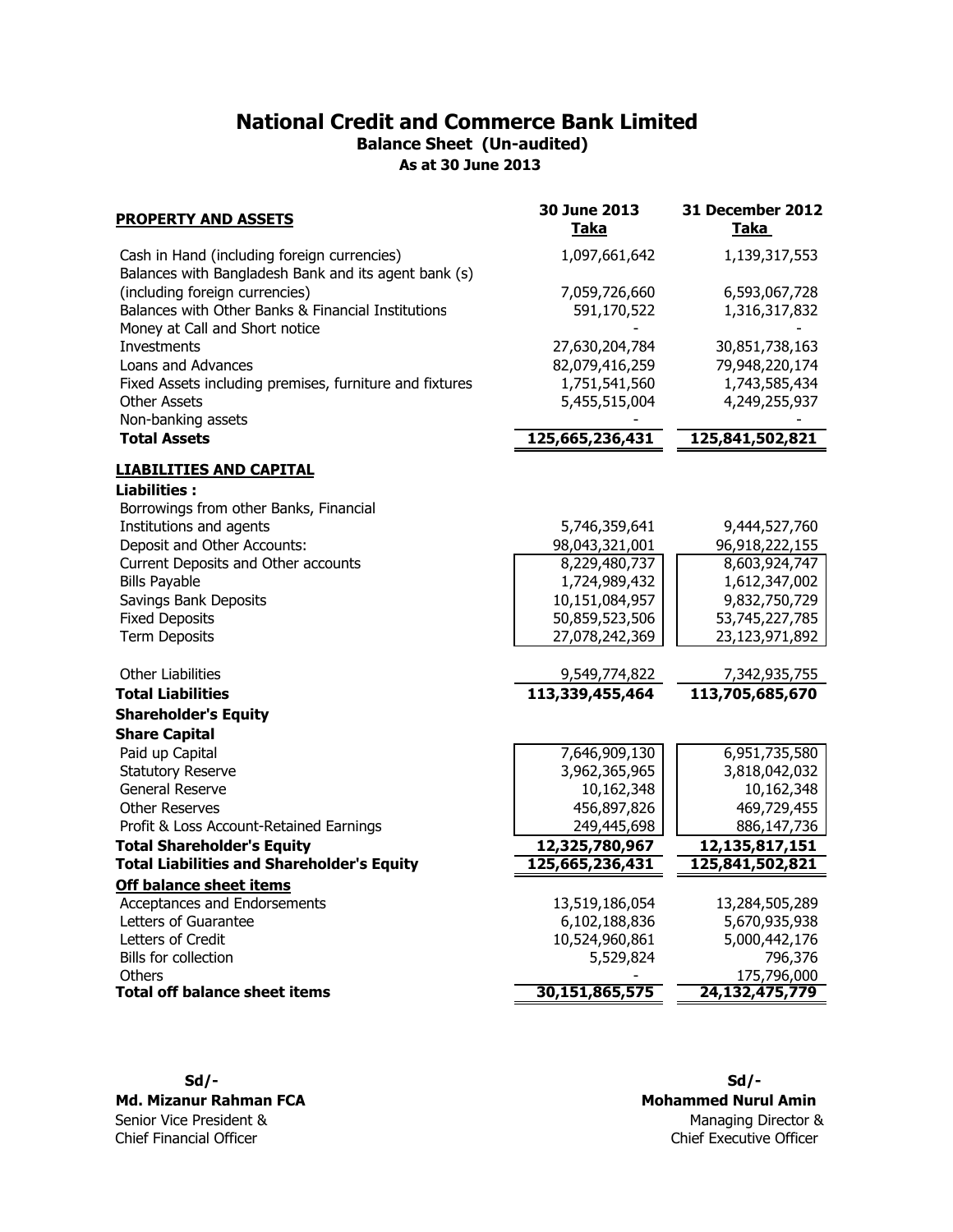# National Credit and Commerce Bank Limited

## Balance Sheet (Un-audited)

### As at 30 June 2013

| PROPERTY AND ASSETS | 30 June 2013 Taka | 31 December 2012 Taka |
|---|---|---|
| Cash in Hand (including foreign currencies) | 1,097,661,642 | 1,139,317,553 |
| Balances with Bangladesh Bank and its agent bank (s) (including foreign currencies) | 7,059,726,660 | 6,593,067,728 |
| Balances with Other Banks & Financial Institutions | 591,170,522 | 1,316,317,832 |
| Money at Call and Short notice | - | - |
| Investments | 27,630,204,784 | 30,851,738,163 |
| Loans and Advances | 82,079,416,259 | 79,948,220,174 |
| Fixed Assets including premises, furniture and fixtures | 1,751,541,560 | 1,743,585,434 |
| Other Assets | 5,455,515,004 | 4,249,255,937 |
| Non-banking assets | - | - |
| **Total Assets** | **125,665,236,431** | **125,841,502,821** |
| **LIABILITIES AND CAPITAL** | | |
| **Liabilities :** | | |
| Borrowings from other Banks, Financial Institutions and agents | 5,746,359,641 | 9,444,527,760 |
| Deposit and Other Accounts: | 98,043,321,001 | 96,918,222,155 |
| Current Deposits and Other accounts | 8,229,480,737 | 8,603,924,747 |
| Bills Payable | 1,724,989,432 | 1,612,347,002 |
| Savings Bank Deposits | 10,151,084,957 | 9,832,750,729 |
| Fixed Deposits | 50,859,523,506 | 53,745,227,785 |
| Term Deposits | 27,078,242,369 | 23,123,971,892 |
| Other Liabilities | 9,549,774,822 | 7,342,935,755 |
| **Total Liabilities** | **113,339,455,464** | **113,705,685,670** |
| **Shareholder's Equity** | | |
| **Share Capital** | | |
| Paid up Capital | 7,646,909,130 | 6,951,735,580 |
| Statutory Reserve | 3,962,365,965 | 3,818,042,032 |
| General Reserve | 10,162,348 | 10,162,348 |
| Other Reserves | 456,897,826 | 469,729,455 |
| Profit & Loss Account-Retained Earnings | 249,445,698 | 886,147,736 |
| **Total Shareholder's Equity** | **12,325,780,967** | **12,135,817,151** |
| **Total Liabilities and Shareholder's Equity** | **125,665,236,431** | **125,841,502,821** |
| **Off balance sheet items** | | |
| Acceptances and Endorsements | 13,519,186,054 | 13,284,505,289 |
| Letters of Guarantee | 6,102,188,836 | 5,670,935,938 |
| Letters of Credit | 10,524,960,861 | 5,000,442,176 |
| Bills for collection | 5,529,824 | 796,376 |
| Others | - | 175,796,000 |
| **Total off balance sheet items** | **30,151,865,575** | **24,132,475,779** |

**Sd/-**
**Md. Mizanur Rahman FCA**
Senior Vice President &
Chief Financial Officer

**Sd/-**
**Mohammed Nurul Amin**
Managing Director &
Chief Executive Officer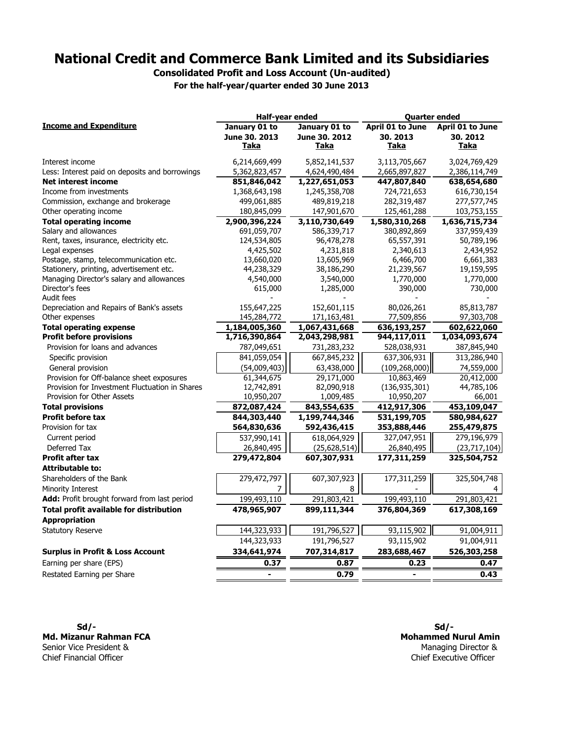# National Credit and Commerce Bank Limited and its Subsidiaries

**Consolidated Profit and Loss Account (Un-audited)**

**For the half-year/quarter ended 30 June 2013**

| Income and Expenditure | Half-year ended | | Quarter ended | |
|---|---|---|---|---|
| | January 01 to June 30. 2013 Taka | January 01 to June 30. 2012 Taka | April 01 to June 30. 2013 Taka | April 01 to June 30. 2012 Taka |
| Interest income | 6,214,669,499 | 5,852,141,537 | 3,113,705,667 | 3,024,769,429 |
| Less: Interest paid on deposits and borrowings | 5,362,823,457 | 4,624,490,484 | 2,665,897,827 | 2,386,114,749 |
| **Net interest income** | **851,846,042** | **1,227,651,053** | **447,807,840** | **638,654,680** |
| Income from investments | 1,368,643,198 | 1,245,358,708 | 724,721,653 | 616,730,154 |
| Commission, exchange and brokerage | 499,061,885 | 489,819,218 | 282,319,487 | 277,577,745 |
| Other operating income | 180,845,099 | 147,901,670 | 125,461,288 | 103,753,155 |
| **Total operating income** | **2,900,396,224** | **3,110,730,649** | **1,580,310,268** | **1,636,715,734** |
| Salary and allowances | 691,059,707 | 586,339,717 | 380,892,869 | 337,959,439 |
| Rent, taxes, insurance, electricity etc. | 124,534,805 | 96,478,278 | 65,557,391 | 50,789,196 |
| Legal expenses | 4,425,502 | 4,231,818 | 2,340,613 | 2,434,952 |
| Postage, stamp, telecommunication etc. | 13,660,020 | 13,605,969 | 6,466,700 | 6,661,383 |
| Stationery, printing, advertisement etc. | 44,238,329 | 38,186,290 | 21,239,567 | 19,159,595 |
| Managing Director's salary and allowances | 4,540,000 | 3,540,000 | 1,770,000 | 1,770,000 |
| Director's fees | 615,000 | 1,285,000 | 390,000 | 730,000 |
| Audit fees | - | - | - | - |
| Depreciation and Repairs of Bank's assets | 155,647,225 | 152,601,115 | 80,026,261 | 85,813,787 |
| Other expenses | 145,284,772 | 171,163,481 | 77,509,856 | 97,303,708 |
| **Total operating expense** | **1,184,005,360** | **1,067,431,668** | **636,193,257** | **602,622,060** |
| **Profit before provisions** | **1,716,390,864** | **2,043,298,981** | **944,117,011** | **1,034,093,674** |
| Provision for loans and advances | 787,049,651 | 731,283,232 | 528,038,931 | 387,845,940 |
| Specific provision | 841,059,054 | 667,845,232 | 637,306,931 | 313,286,940 |
| General provision | (54,009,403) | 63,438,000 | (109,268,000) | 74,559,000 |
| Provision for Off-balance sheet exposures | 61,344,675 | 29,171,000 | 10,863,469 | 20,412,000 |
| Provision for Investment Fluctuation in Shares | 12,742,891 | 82,090,918 | (136,935,301) | 44,785,106 |
| Provision for Other Assets | 10,950,207 | 1,009,485 | 10,950,207 | 66,001 |
| **Total provisions** | **872,087,424** | **843,554,635** | **412,917,306** | **453,109,047** |
| **Profit before tax** | **844,303,440** | **1,199,744,346** | **531,199,705** | **580,984,627** |
| Provision for tax | **564,830,636** | **592,436,415** | **353,888,446** | **255,479,875** |
| Current period | 537,990,141 | 618,064,929 | 327,047,951 | 279,196,979 |
| Deferred Tax | 26,840,495 | (25,628,514) | 26,840,495 | (23,717,104) |
| **Profit after tax** | **279,472,804** | **607,307,931** | **177,311,259** | **325,504,752** |
| **Attributable to:** | | | | |
| Shareholders of the Bank | 279,472,797 | 607,307,923 | 177,311,259 | 325,504,748 |
| Minority Interest | 7 | 8 | - | 4 |
| **Add:** Profit brought forward from last period | 199,493,110 | 291,803,421 | 199,493,110 | 291,803,421 |
| **Total profit available for distribution** | **478,965,907** | **899,111,344** | **376,804,369** | **617,308,169** |
| **Appropriation** | | | | |
| Statutory Reserve | 144,323,933 | 191,796,527 | 93,115,902 | 91,004,911 |
| | 144,323,933 | 191,796,527 | 93,115,902 | 91,004,911 |
| **Surplus in Profit & Loss Account** | **334,641,974** | **707,314,817** | **283,688,467** | **526,303,258** |
| Earning per share (EPS) | **0.37** | **0.87** | **0.23** | **0.47** |
| Restated Earning per Share | **-** | **0.79** | **-** | **0.43** |

**Sd/-**
**Md. Mizanur Rahman FCA**
Senior Vice President &
Chief Financial Officer

**Sd/-**
**Mohammed Nurul Amin**
Managing Director &
Chief Executive Officer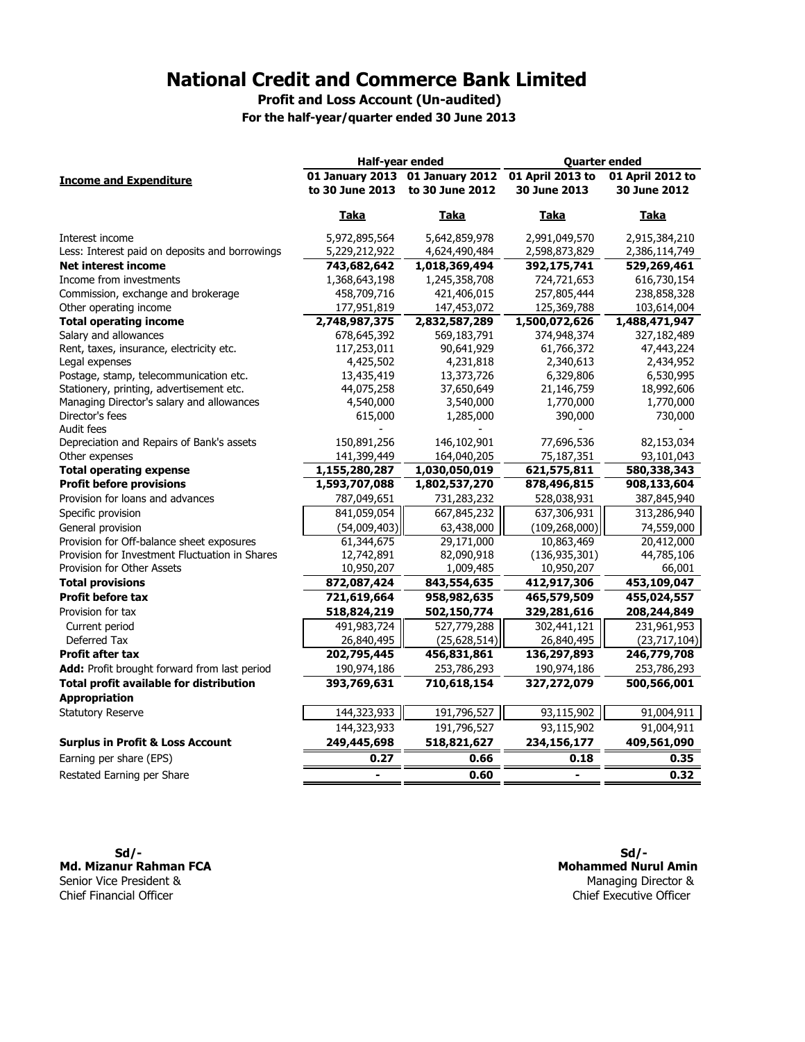# National Credit and Commerce Bank Limited

**Profit and Loss Account (Un-audited)**

**For the half-year/quarter ended 30 June 2013**

| **Income and Expenditure** | **Half-year ended** | | **Quarter ended** | |
|---|---|---|---|---|
| | **01 January 2013 to 30 June 2013** | **01 January 2012 to 30 June 2012** | **01 April 2013 to 30 June 2013** | **01 April 2012 to 30 June 2012** |
| | **Taka** | **Taka** | **Taka** | **Taka** |
| Interest income | 5,972,895,564 | 5,642,859,978 | 2,991,049,570 | 2,915,384,210 |
| Less: Interest paid on deposits and borrowings | 5,229,212,922 | 4,624,490,484 | 2,598,873,829 | 2,386,114,749 |
| **Net interest income** | **743,682,642** | **1,018,369,494** | **392,175,741** | **529,269,461** |
| Income from investments | 1,368,643,198 | 1,245,358,708 | 724,721,653 | 616,730,154 |
| Commission, exchange and brokerage | 458,709,716 | 421,406,015 | 257,805,444 | 238,858,328 |
| Other operating income | 177,951,819 | 147,453,072 | 125,369,788 | 103,614,004 |
| **Total operating income** | **2,748,987,375** | **2,832,587,289** | **1,500,072,626** | **1,488,471,947** |
| Salary and allowances | 678,645,392 | 569,183,791 | 374,948,374 | 327,182,489 |
| Rent, taxes, insurance, electricity etc. | 117,253,011 | 90,641,929 | 61,766,372 | 47,443,224 |
| Legal expenses | 4,425,502 | 4,231,818 | 2,340,613 | 2,434,952 |
| Postage, stamp, telecommunication etc. | 13,435,419 | 13,373,726 | 6,329,806 | 6,530,995 |
| Stationery, printing, advertisement etc. | 44,075,258 | 37,650,649 | 21,146,759 | 18,992,606 |
| Managing Director's salary and allowances | 4,540,000 | 3,540,000 | 1,770,000 | 1,770,000 |
| Director's fees | 615,000 | 1,285,000 | 390,000 | 730,000 |
| Audit fees | - | - | - | - |
| Depreciation and Repairs of Bank's assets | 150,891,256 | 146,102,901 | 77,696,536 | 82,153,034 |
| Other expenses | 141,399,449 | 164,040,205 | 75,187,351 | 93,101,043 |
| **Total operating expense** | **1,155,280,287** | **1,030,050,019** | **621,575,811** | **580,338,343** |
| **Profit before provisions** | **1,593,707,088** | **1,802,537,270** | **878,496,815** | **908,133,604** |
| Provision for loans and advances | 787,049,651 | 731,283,232 | 528,038,931 | 387,845,940 |
| Specific provision | 841,059,054 | 667,845,232 | 637,306,931 | 313,286,940 |
| General provision | (54,009,403) | 63,438,000 | (109,268,000) | 74,559,000 |
| Provision for Off-balance sheet exposures | 61,344,675 | 29,171,000 | 10,863,469 | 20,412,000 |
| Provision for Investment Fluctuation in Shares | 12,742,891 | 82,090,918 | (136,935,301) | 44,785,106 |
| Provision for Other Assets | 10,950,207 | 1,009,485 | 10,950,207 | 66,001 |
| **Total provisions** | **872,087,424** | **843,554,635** | **412,917,306** | **453,109,047** |
| **Profit before tax** | **721,619,664** | **958,982,635** | **465,579,509** | **455,024,557** |
| Provision for tax | **518,824,219** | **502,150,774** | **329,281,616** | **208,244,849** |
| Current period | 491,983,724 | 527,779,288 | 302,441,121 | 231,961,953 |
| Deferred Tax | 26,840,495 | (25,628,514) | 26,840,495 | (23,717,104) |
| **Profit after tax** | **202,795,445** | **456,831,861** | **136,297,893** | **246,779,708** |
| **Add:** Profit brought forward from last period | 190,974,186 | 253,786,293 | 190,974,186 | 253,786,293 |
| **Total profit available for distribution** | **393,769,631** | **710,618,154** | **327,272,079** | **500,566,001** |
| **Appropriation** | | | | |
| Statutory Reserve | 144,323,933 | 191,796,527 | 93,115,902 | 91,004,911 |
| | 144,323,933 | 191,796,527 | 93,115,902 | 91,004,911 |
| **Surplus in Profit & Loss Account** | **249,445,698** | **518,821,627** | **234,156,177** | **409,561,090** |
| Earning per share (EPS) | **0.27** | **0.66** | **0.18** | **0.35** |
| Restated Earning per Share | **-** | **0.60** | **-** | **0.32** |

**Sd/-**
**Md. Mizanur Rahman FCA**
Senior Vice President &
Chief Financial Officer

**Sd/-**
**Mohammed Nurul Amin**
Managing Director &
Chief Executive Officer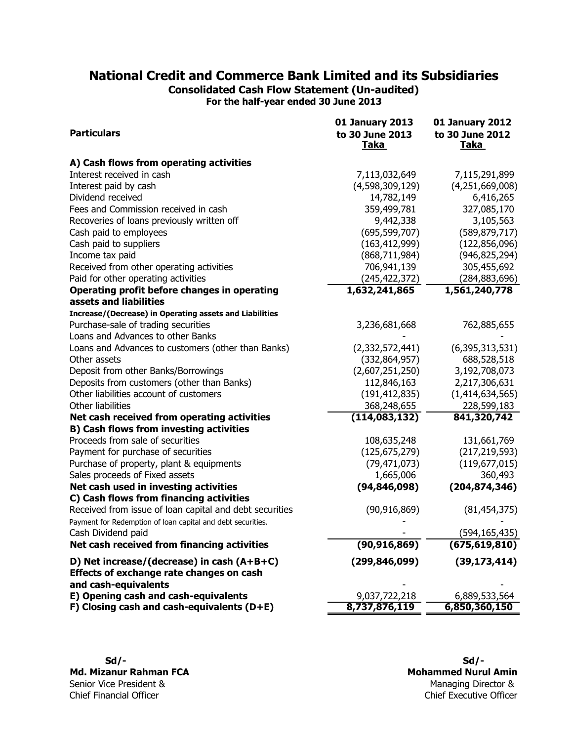# National Credit and Commerce Bank Limited and its Subsidiaries

**Consolidated Cash Flow Statement (Un-audited)**
**For the half-year ended 30 June 2013**

| Particulars | 01 January 2013 to 30 June 2013 Taka | 01 January 2012 to 30 June 2012 Taka |
|---|---|---|
| **A) Cash flows from operating activities** | | |
| Interest received in cash | 7,113,032,649 | 7,115,291,899 |
| Interest paid by cash | (4,598,309,129) | (4,251,669,008) |
| Dividend received | 14,782,149 | 6,416,265 |
| Fees and Commission received in cash | 359,499,781 | 327,085,170 |
| Recoveries of loans previously written off | 9,442,338 | 3,105,563 |
| Cash paid to employees | (695,599,707) | (589,879,717) |
| Cash paid to suppliers | (163,412,999) | (122,856,096) |
| Income tax paid | (868,711,984) | (946,825,294) |
| Received from other operating activities | 706,941,139 | 305,455,692 |
| Paid for other operating activities | (245,422,372) | (284,883,696) |
| **Operating profit before changes in operating assets and liabilities** | **1,632,241,865** | **1,561,240,778** |
| **Increase/(Decrease) in Operating assets and Liabilities** | | |
| Purchase-sale of trading securities | 3,236,681,668 | 762,885,655 |
| Loans and Advances to other Banks | - | - |
| Loans and Advances to customers (other than Banks) | (2,332,572,441) | (6,395,313,531) |
| Other assets | (332,864,957) | 688,528,518 |
| Deposit from other Banks/Borrowings | (2,607,251,250) | 3,192,708,073 |
| Deposits from customers (other than Banks) | 112,846,163 | 2,217,306,631 |
| Other liabilities account of customers | (191,412,835) | (1,414,634,565) |
| Other liabilities | 368,248,655 | 228,599,183 |
| **Net cash received from operating activities** | **(114,083,132)** | **841,320,742** |
| **B) Cash flows from investing activities** | | |
| Proceeds from sale of securities | 108,635,248 | 131,661,769 |
| Payment for purchase of securities | (125,675,279) | (217,219,593) |
| Purchase of property, plant & equipments | (79,471,073) | (119,677,015) |
| Sales proceeds of Fixed assets | 1,665,006 | 360,493 |
| **Net cash used in investing activities** | **(94,846,098)** | **(204,874,346)** |
| **C) Cash flows from financing activities** | | |
| Received from issue of loan capital and debt securities | (90,916,869) | (81,454,375) |
| Payment for Redemption of loan capital and debt securities. | - | - |
| Cash Dividend paid | - | (594,165,435) |
| **Net cash received from financing activities** | **(90,916,869)** | **(675,619,810)** |
| **D) Net increase/(decrease) in cash (A+B+C)** | **(299,846,099)** | **(39,173,414)** |
| **Effects of exchange rate changes on cash and cash-equivalents** | - | - |
| **E) Opening cash and cash-equivalents** | 9,037,722,218 | 6,889,533,564 |
| **F) Closing cash and cash-equivalents (D+E)** | **8,737,876,119** | **6,850,360,150** |

**Sd/-**
**Md. Mizanur Rahman FCA**
Senior Vice President &
Chief Financial Officer

**Sd/-**
**Mohammed Nurul Amin**
Managing Director &
Chief Executive Officer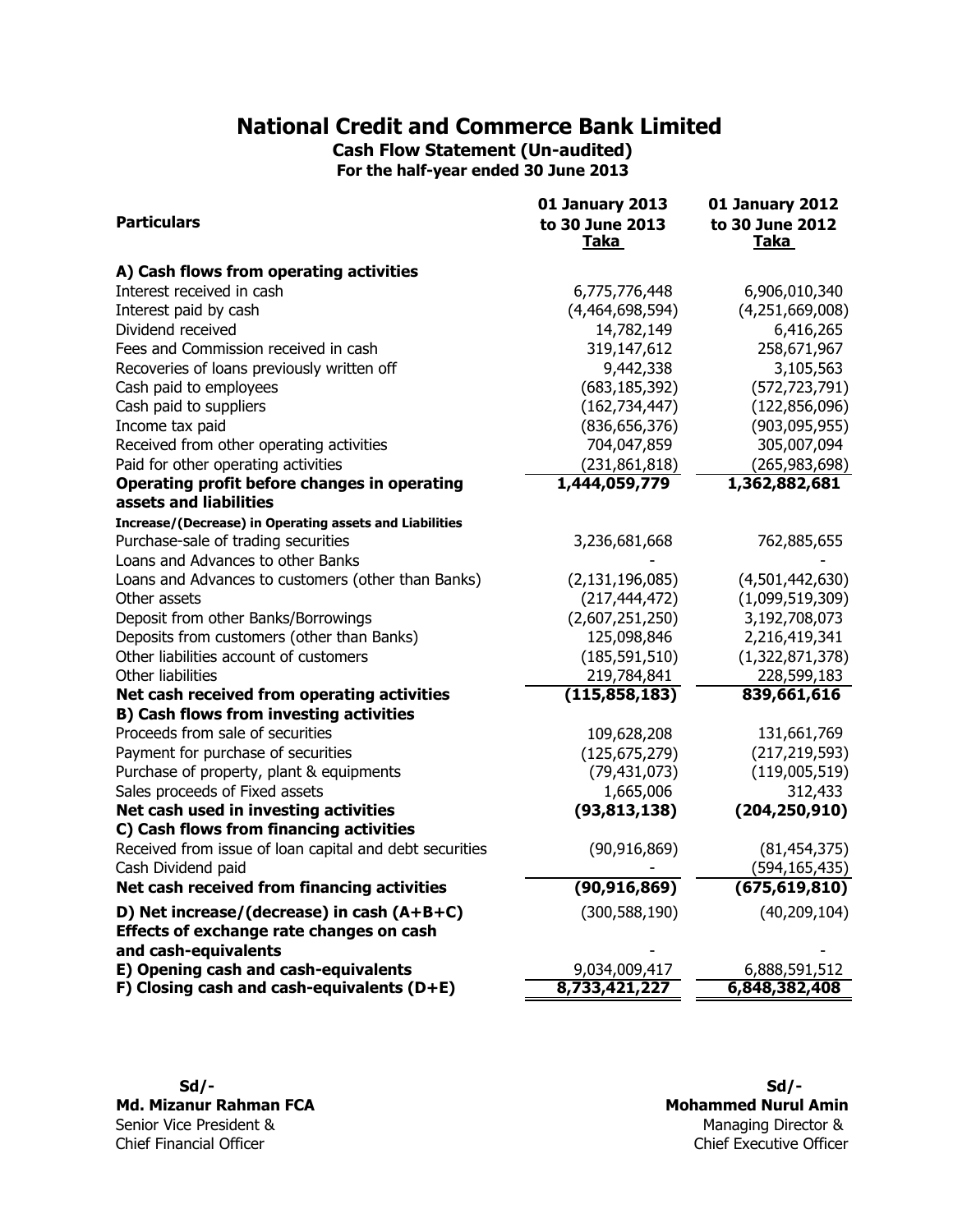# National Credit and Commerce Bank Limited

**Cash Flow Statement (Un-audited)**
**For the half-year ended 30 June 2013**

| Particulars | 01 January 2013 to 30 June 2013 Taka | 01 January 2012 to 30 June 2012 Taka |
|---|---|---|
| **A) Cash flows from operating activities** | | |
| Interest received in cash | 6,775,776,448 | 6,906,010,340 |
| Interest paid by cash | (4,464,698,594) | (4,251,669,008) |
| Dividend received | 14,782,149 | 6,416,265 |
| Fees and Commission received in cash | 319,147,612 | 258,671,967 |
| Recoveries of loans previously written off | 9,442,338 | 3,105,563 |
| Cash paid to employees | (683,185,392) | (572,723,791) |
| Cash paid to suppliers | (162,734,447) | (122,856,096) |
| Income tax paid | (836,656,376) | (903,095,955) |
| Received from other operating activities | 704,047,859 | 305,007,094 |
| Paid for other operating activities | (231,861,818) | (265,983,698) |
| **Operating profit before changes in operating assets and liabilities** | **1,444,059,779** | **1,362,882,681** |
| **Increase/(Decrease) in Operating assets and Liabilities** | | |
| Purchase-sale of trading securities | 3,236,681,668 | 762,885,655 |
| Loans and Advances to other Banks | - | - |
| Loans and Advances to customers (other than Banks) | (2,131,196,085) | (4,501,442,630) |
| Other assets | (217,444,472) | (1,099,519,309) |
| Deposit from other Banks/Borrowings | (2,607,251,250) | 3,192,708,073 |
| Deposits from customers (other than Banks) | 125,098,846 | 2,216,419,341 |
| Other liabilities account of customers | (185,591,510) | (1,322,871,378) |
| Other liabilities | 219,784,841 | 228,599,183 |
| **Net cash received from operating activities** | **(115,858,183)** | **839,661,616** |
| **B) Cash flows from investing activities** | | |
| Proceeds from sale of securities | 109,628,208 | 131,661,769 |
| Payment for purchase of securities | (125,675,279) | (217,219,593) |
| Purchase of property, plant & equipments | (79,431,073) | (119,005,519) |
| Sales proceeds of Fixed assets | 1,665,006 | 312,433 |
| **Net cash used in investing activities** | **(93,813,138)** | **(204,250,910)** |
| **C) Cash flows from financing activities** | | |
| Received from issue of loan capital and debt securities | (90,916,869) | (81,454,375) |
| Cash Dividend paid | - | (594,165,435) |
| **Net cash received from financing activities** | **(90,916,869)** | **(675,619,810)** |
| **D) Net increase/(decrease) in cash (A+B+C)** | (300,588,190) | (40,209,104) |
| **Effects of exchange rate changes on cash and cash-equivalents** | - | - |
| **E) Opening cash and cash-equivalents** | 9,034,009,417 | 6,888,591,512 |
| **F) Closing cash and cash-equivalents (D+E)** | **8,733,421,227** | **6,848,382,408** |

**Sd/-**
**Md. Mizanur Rahman FCA**
Senior Vice President &
Chief Financial Officer

**Sd/-**
**Mohammed Nurul Amin**
Managing Director &
Chief Executive Officer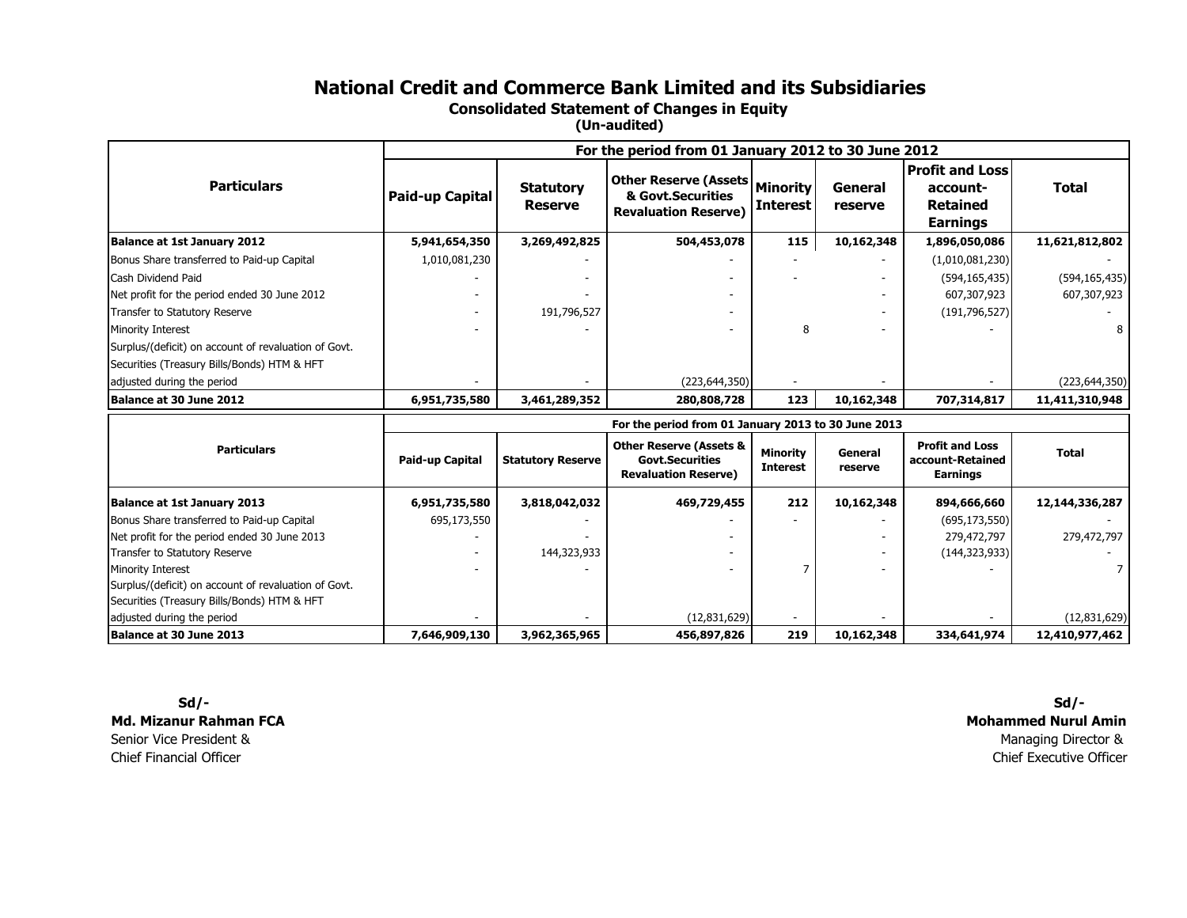# National Credit and Commerce Bank Limited and its Subsidiaries

## Consolidated Statement of Changes in Equity

**(Un-audited)**

| Particulars | For the period from 01 January 2012 to 30 June 2012 | | | | | | |
|---|---|---|---|---|---|---|---|
| | **Paid-up Capital** | **Statutory Reserve** | **Other Reserve (Assets & Govt.Securities Revaluation Reserve)** | **Minority Interest** | **General reserve** | **Profit and Loss account-Retained Earnings** | **Total** |
| **Balance at 1st January 2012** | **5,941,654,350** | **3,269,492,825** | **504,453,078** | **115** | **10,162,348** | **1,896,050,086** | **11,621,812,802** |
| Bonus Share transferred to Paid-up Capital | 1,010,081,230 | - | - | - | - | (1,010,081,230) | - |
| Cash Dividend Paid | - | - | - | - | - | (594,165,435) | (594,165,435) |
| Net profit for the period ended 30 June 2012 | - | - | - | | - | 607,307,923 | 607,307,923 |
| Transfer to Statutory Reserve | - | 191,796,527 | - | | - | (191,796,527) | - |
| Minority Interest | - | - | - | 8 | - | - | 8 |
| Surplus/(deficit) on account of revaluation of Govt. Securities (Treasury Bills/Bonds) HTM & HFT adjusted during the period | - | - | (223,644,350) | - | - | - | (223,644,350) |
| **Balance at 30 June 2012** | **6,951,735,580** | **3,461,289,352** | **280,808,728** | **123** | **10,162,348** | **707,314,817** | **11,411,310,948** |

| Particulars | For the period from 01 January 2013 to 30 June 2013 | | | | | | |
|---|---|---|---|---|---|---|---|
| | **Paid-up Capital** | **Statutory Reserve** | **Other Reserve (Assets & Govt.Securities Revaluation Reserve)** | **Minority Interest** | **General reserve** | **Profit and Loss account-Retained Earnings** | **Total** |
| **Balance at 1st January 2013** | **6,951,735,580** | **3,818,042,032** | **469,729,455** | **212** | **10,162,348** | **894,666,660** | **12,144,336,287** |
| Bonus Share transferred to Paid-up Capital | 695,173,550 | - | - | - | - | (695,173,550) | - |
| Net profit for the period ended 30 June 2013 | - | - | - | | - | 279,472,797 | 279,472,797 |
| Transfer to Statutory Reserve | - | 144,323,933 | - | | - | (144,323,933) | - |
| Minority Interest | - | - | - | 7 | - | - | 7 |
| Surplus/(deficit) on account of revaluation of Govt. Securities (Treasury Bills/Bonds) HTM & HFT adjusted during the period | - | - | (12,831,629) | - | - | - | (12,831,629) |
| **Balance at 30 June 2013** | **7,646,909,130** | **3,962,365,965** | **456,897,826** | **219** | **10,162,348** | **334,641,974** | **12,410,977,462** |

**Sd/-**
**Md. Mizanur Rahman FCA**
Senior Vice President &
Chief Financial Officer

**Sd/-**
**Mohammed Nurul Amin**
Managing Director &
Chief Executive Officer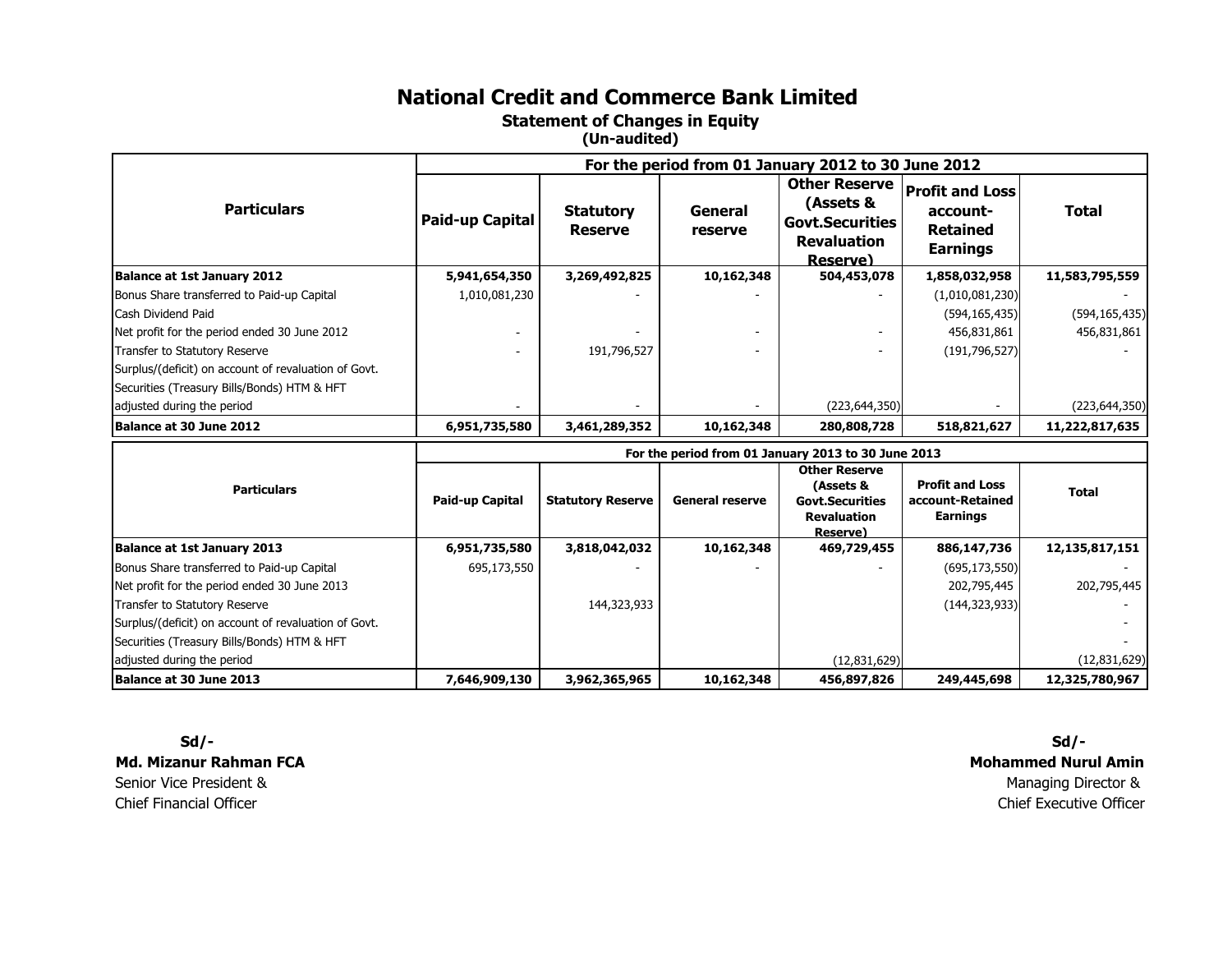# National Credit and Commerce Bank Limited

## Statement of Changes in Equity

**(Un-audited)**

| Particulars | For the period from 01 January 2012 to 30 June 2012 | | | | | |
|---|---|---|---|---|---|---|
| | Paid-up Capital | Statutory Reserve | General reserve | Other Reserve (Assets & Govt.Securities Revaluation Reserve) | Profit and Loss account-Retained Earnings | Total |
| **Balance at 1st January 2012** | **5,941,654,350** | **3,269,492,825** | **10,162,348** | **504,453,078** | **1,858,032,958** | **11,583,795,559** |
| Bonus Share transferred to Paid-up Capital | 1,010,081,230 | - | - | - | (1,010,081,230) | - |
| Cash Dividend Paid | | | | | (594,165,435) | (594,165,435) |
| Net profit for the period ended 30 June 2012 | - | - | - | - | 456,831,861 | 456,831,861 |
| Transfer to Statutory Reserve | - | 191,796,527 | - | - | (191,796,527) | - |
| Surplus/(deficit) on account of revaluation of Govt. Securities (Treasury Bills/Bonds) HTM & HFT adjusted during the period | - | - | - | (223,644,350) | - | (223,644,350) |
| **Balance at 30 June 2012** | **6,951,735,580** | **3,461,289,352** | **10,162,348** | **280,808,728** | **518,821,627** | **11,222,817,635** |

| Particulars | For the period from 01 January 2013 to 30 June 2013 | | | | | |
|---|---|---|---|---|---|---|
| | Paid-up Capital | Statutory Reserve | General reserve | Other Reserve (Assets & Govt.Securities Revaluation Reserve) | Profit and Loss account-Retained Earnings | Total |
| **Balance at 1st January 2013** | **6,951,735,580** | **3,818,042,032** | **10,162,348** | **469,729,455** | **886,147,736** | **12,135,817,151** |
| Bonus Share transferred to Paid-up Capital | 695,173,550 | - | - | - | (695,173,550) | - |
| Net profit for the period ended 30 June 2013 | | | | | 202,795,445 | 202,795,445 |
| Transfer to Statutory Reserve | | 144,323,933 | | | (144,323,933) | - |
| Surplus/(deficit) on account of revaluation of Govt. Securities (Treasury Bills/Bonds) HTM & HFT adjusted during the period | | | | (12,831,629) | | (12,831,629) |
| **Balance at 30 June 2013** | **7,646,909,130** | **3,962,365,965** | **10,162,348** | **456,897,826** | **249,445,698** | **12,325,780,967** |

**Sd/-**
**Md. Mizanur Rahman FCA**
Senior Vice President &
Chief Financial Officer

**Sd/-**
**Mohammed Nurul Amin**
Managing Director &
Chief Executive Officer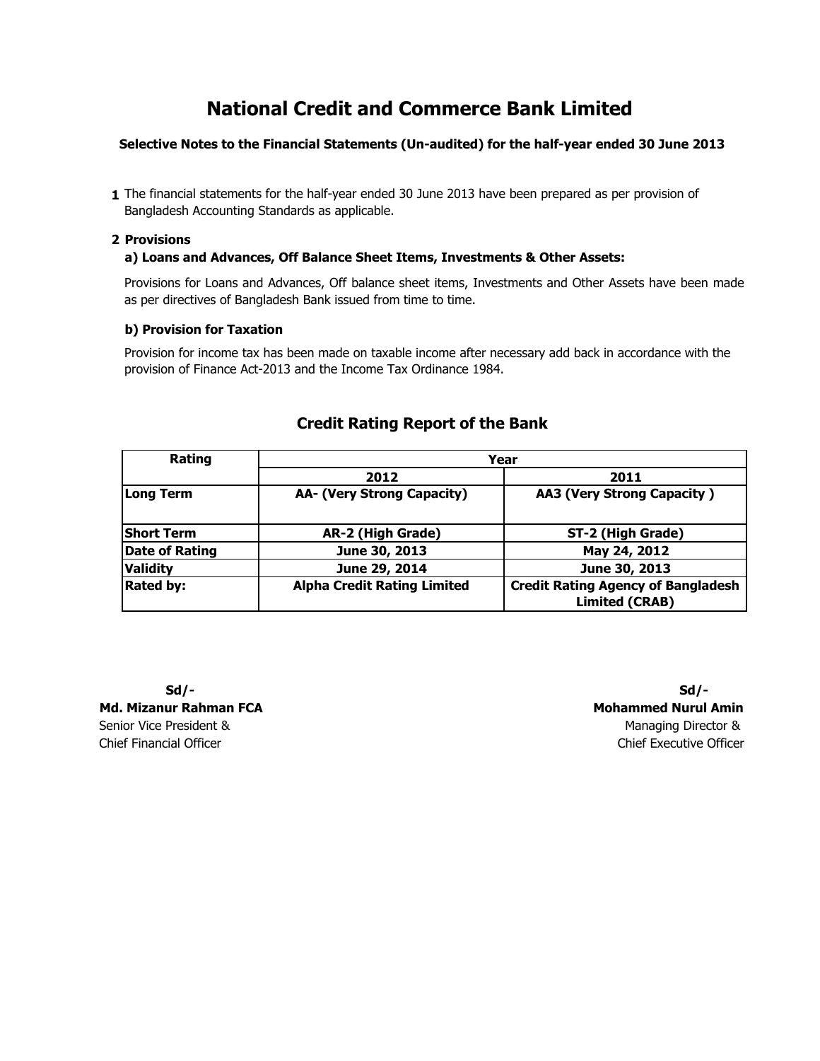# National Credit and Commerce Bank Limited

**Selective Notes to the Financial Statements (Un-audited) for the half-year ended 30 June 2013**

**1** The financial statements for the half-year ended 30 June 2013 have been prepared as per provision of Bangladesh Accounting Standards as applicable.

**2 Provisions**

**a) Loans and Advances, Off Balance Sheet Items, Investments & Other Assets:**

Provisions for Loans and Advances, Off balance sheet items, Investments and Other Assets have been made as per directives of Bangladesh Bank issued from time to time.

**b) Provision for Taxation**

Provision for income tax has been made on taxable income after necessary add back in accordance with the provision of Finance Act-2013 and the Income Tax Ordinance 1984.

## Credit Rating Report of the Bank

| Rating | Year | |
|---|---|---|
| | **2012** | **2011** |
| **Long Term** | **AA- (Very Strong Capacity)** | **AA3 (Very Strong Capacity )** |
| **Short Term** | **AR-2 (High Grade)** | **ST-2 (High Grade)** |
| **Date of Rating** | **June 30, 2013** | **May 24, 2012** |
| **Validity** | **June 29, 2014** | **June 30, 2013** |
| **Rated by:** | **Alpha Credit Rating Limited** | **Credit Rating Agency of Bangladesh Limited (CRAB)** |

**Sd/-**
**Md. Mizanur Rahman FCA**
Senior Vice President &
Chief Financial Officer

**Sd/-**
**Mohammed Nurul Amin**
Managing Director &
Chief Executive Officer